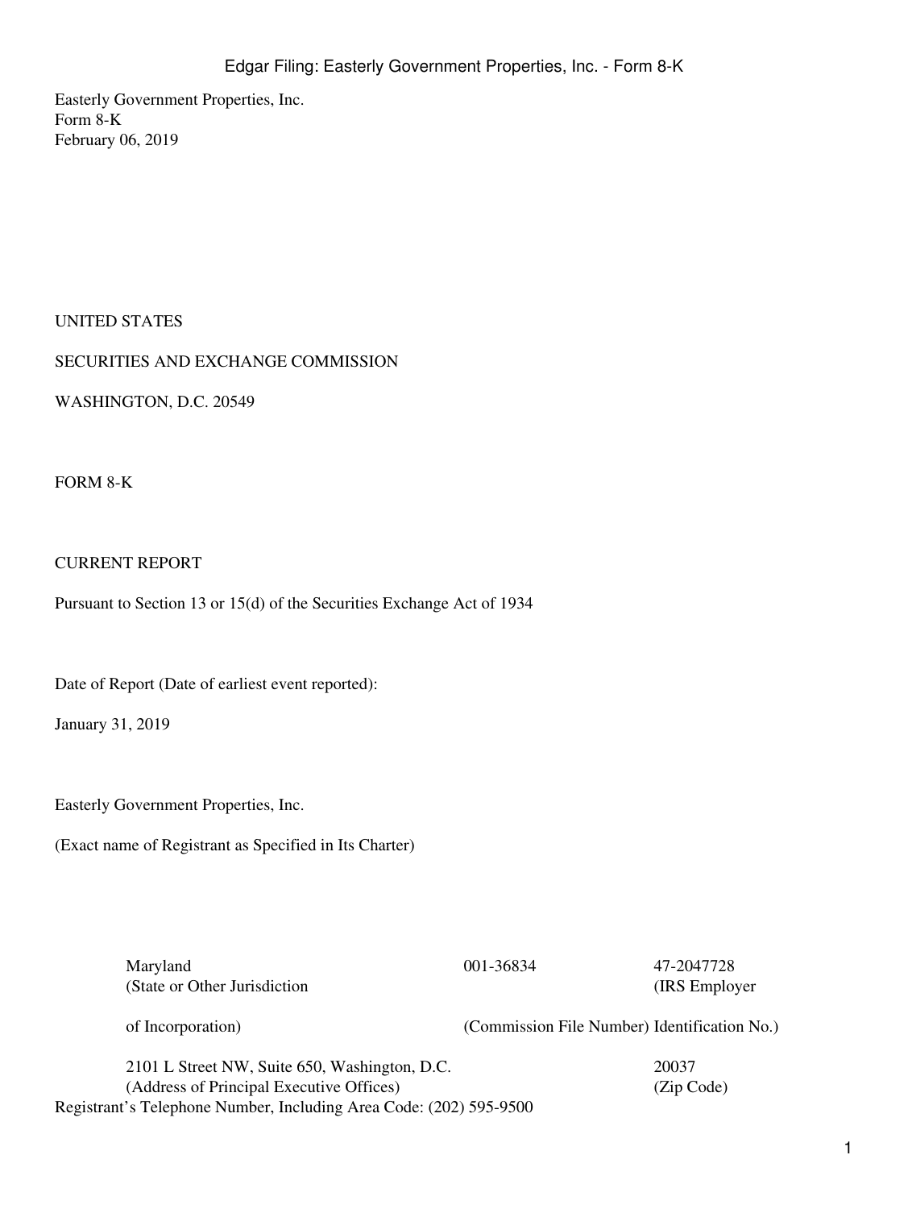Easterly Government Properties, Inc.
Form 8-K
February 06, 2019

UNITED STATES

SECURITIES AND EXCHANGE COMMISSION

WASHINGTON, D.C. 20549

FORM 8-K

CURRENT REPORT

Pursuant to Section 13 or 15(d) of the Securities Exchange Act of 1934

Date of Report (Date of earliest event reported):

January 31, 2019

Easterly Government Properties, Inc.

(Exact name of Registrant as Specified in Its Charter)

| Maryland | 001-36834 | 47-2047728 |
|---|---|---|
| (State or Other Jurisdiction of Incorporation) | (Commission File Number) | (IRS Employer Identification No.) |
| 2101 L Street NW, Suite 650, Washington, D.C. | | 20037 |
| (Address of Principal Executive Offices) | | (Zip Code) |

Registrant's Telephone Number, Including Area Code: (202) 595-9500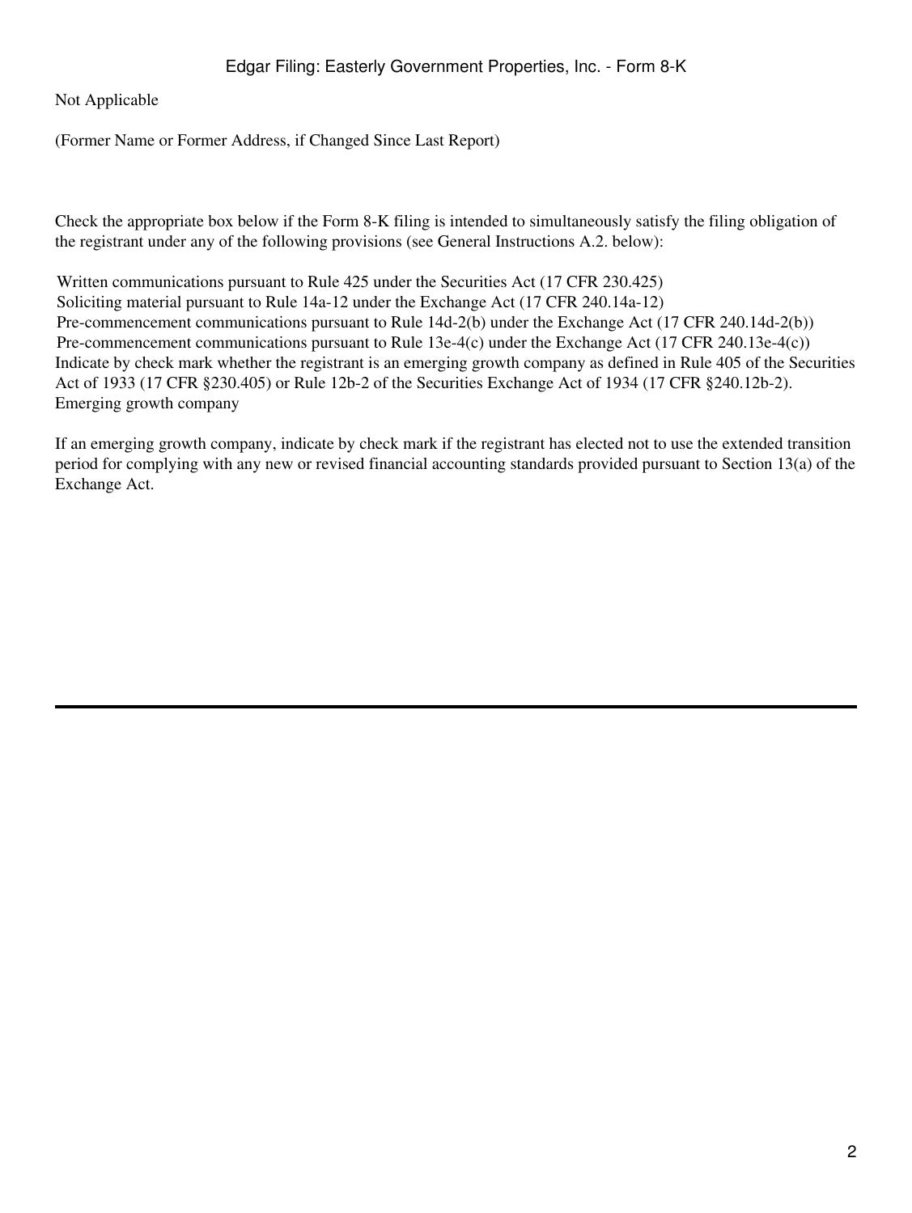Not Applicable

(Former Name or Former Address, if Changed Since Last Report)

Check the appropriate box below if the Form 8-K filing is intended to simultaneously satisfy the filing obligation of the registrant under any of the following provisions (see General Instructions A.2. below):

Written communications pursuant to Rule 425 under the Securities Act (17 CFR 230.425)
Soliciting material pursuant to Rule 14a-12 under the Exchange Act (17 CFR 240.14a-12)
Pre-commencement communications pursuant to Rule 14d-2(b) under the Exchange Act (17 CFR 240.14d-2(b))
Pre-commencement communications pursuant to Rule 13e-4(c) under the Exchange Act (17 CFR 240.13e-4(c))
Indicate by check mark whether the registrant is an emerging growth company as defined in Rule 405 of the Securities Act of 1933 (17 CFR §230.405) or Rule 12b-2 of the Securities Exchange Act of 1934 (17 CFR §240.12b-2).
Emerging growth company

If an emerging growth company, indicate by check mark if the registrant has elected not to use the extended transition period for complying with any new or revised financial accounting standards provided pursuant to Section 13(a) of the Exchange Act.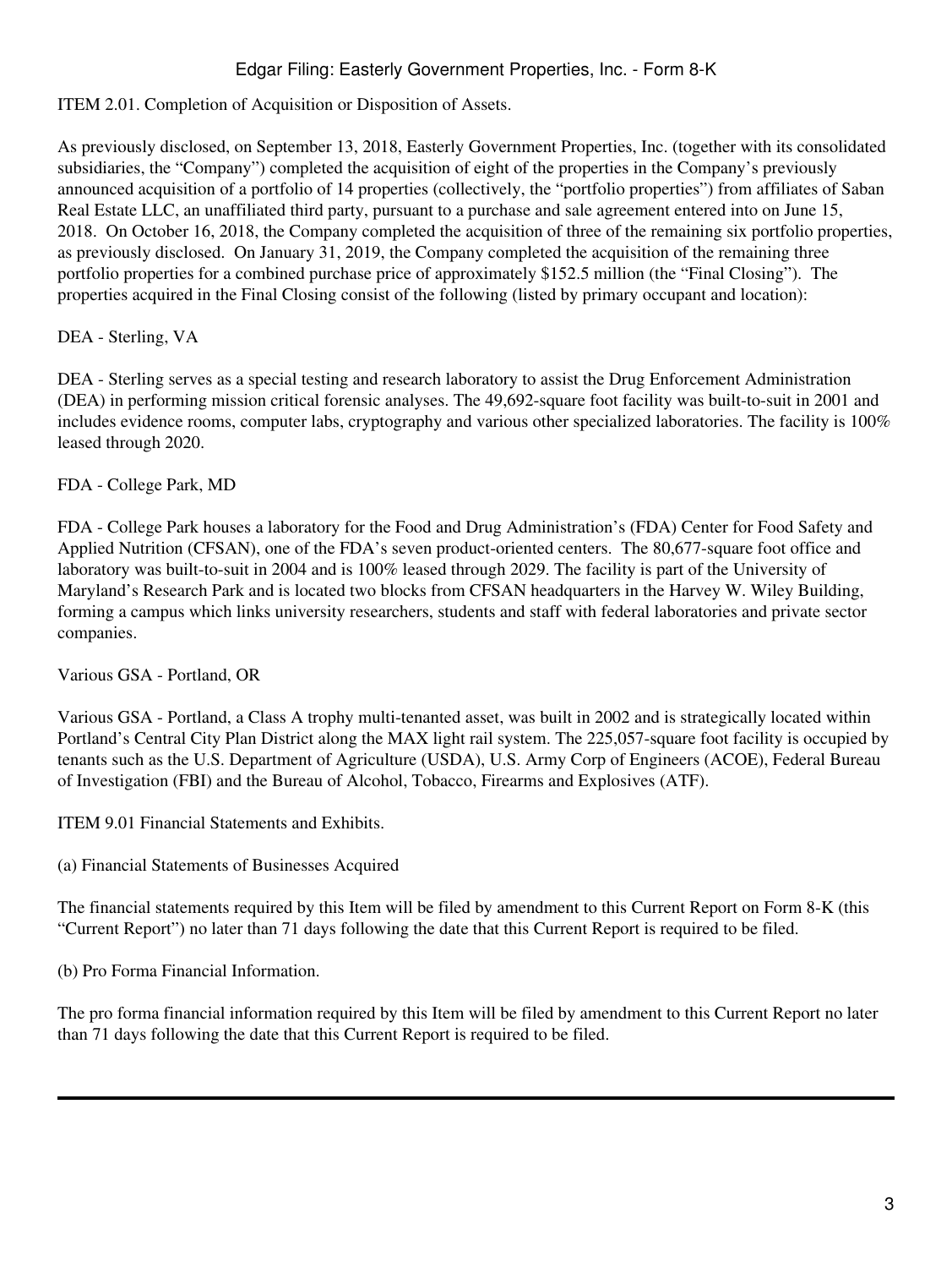ITEM 2.01. Completion of Acquisition or Disposition of Assets.

As previously disclosed, on September 13, 2018, Easterly Government Properties, Inc. (together with its consolidated subsidiaries, the "Company") completed the acquisition of eight of the properties in the Company's previously announced acquisition of a portfolio of 14 properties (collectively, the "portfolio properties") from affiliates of Saban Real Estate LLC, an unaffiliated third party, pursuant to a purchase and sale agreement entered into on June 15, 2018. On October 16, 2018, the Company completed the acquisition of three of the remaining six portfolio properties, as previously disclosed. On January 31, 2019, the Company completed the acquisition of the remaining three portfolio properties for a combined purchase price of approximately $152.5 million (the "Final Closing"). The properties acquired in the Final Closing consist of the following (listed by primary occupant and location):

DEA - Sterling, VA

DEA - Sterling serves as a special testing and research laboratory to assist the Drug Enforcement Administration (DEA) in performing mission critical forensic analyses. The 49,692-square foot facility was built-to-suit in 2001 and includes evidence rooms, computer labs, cryptography and various other specialized laboratories. The facility is 100% leased through 2020.

FDA - College Park, MD

FDA - College Park houses a laboratory for the Food and Drug Administration's (FDA) Center for Food Safety and Applied Nutrition (CFSAN), one of the FDA's seven product-oriented centers. The 80,677-square foot office and laboratory was built-to-suit in 2004 and is 100% leased through 2029. The facility is part of the University of Maryland's Research Park and is located two blocks from CFSAN headquarters in the Harvey W. Wiley Building, forming a campus which links university researchers, students and staff with federal laboratories and private sector companies.

Various GSA - Portland, OR

Various GSA - Portland, a Class A trophy multi-tenanted asset, was built in 2002 and is strategically located within Portland's Central City Plan District along the MAX light rail system. The 225,057-square foot facility is occupied by tenants such as the U.S. Department of Agriculture (USDA), U.S. Army Corp of Engineers (ACOE), Federal Bureau of Investigation (FBI) and the Bureau of Alcohol, Tobacco, Firearms and Explosives (ATF).

ITEM 9.01 Financial Statements and Exhibits.

(a) Financial Statements of Businesses Acquired

The financial statements required by this Item will be filed by amendment to this Current Report on Form 8-K (this "Current Report") no later than 71 days following the date that this Current Report is required to be filed.

(b) Pro Forma Financial Information.

The pro forma financial information required by this Item will be filed by amendment to this Current Report no later than 71 days following the date that this Current Report is required to be filed.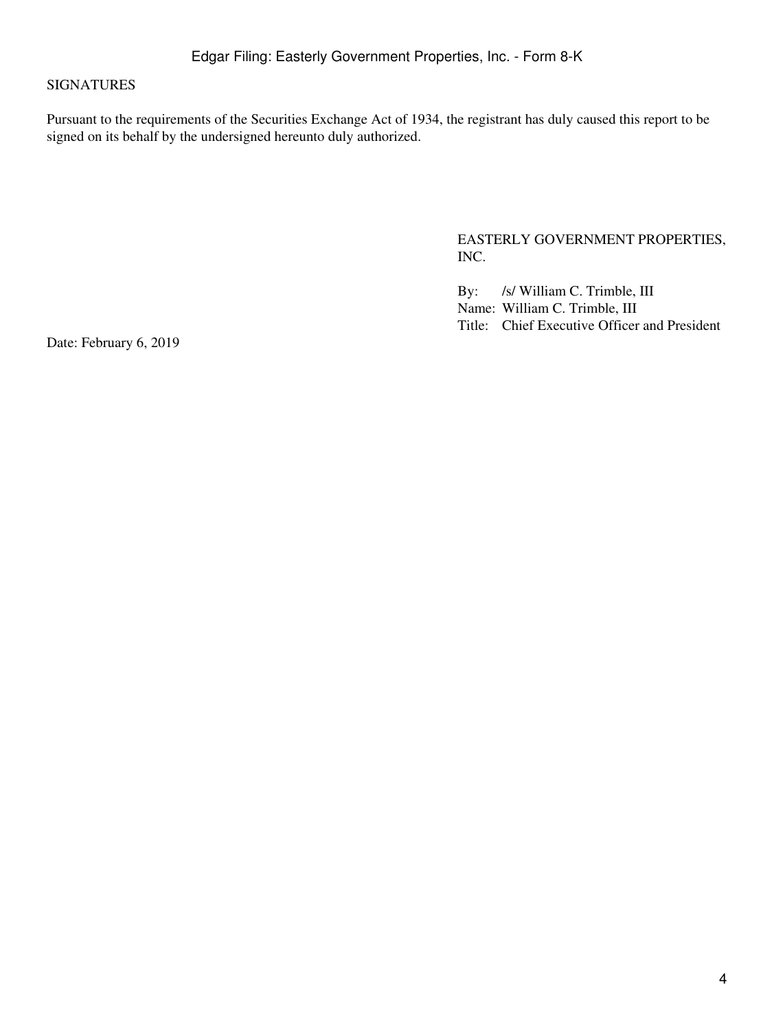SIGNATURES

Pursuant to the requirements of the Securities Exchange Act of 1934, the registrant has duly caused this report to be signed on its behalf by the undersigned hereunto duly authorized.

EASTERLY GOVERNMENT PROPERTIES, INC.

By: /s/ William C. Trimble, III
Name: William C. Trimble, III
Title: Chief Executive Officer and President

Date: February 6, 2019